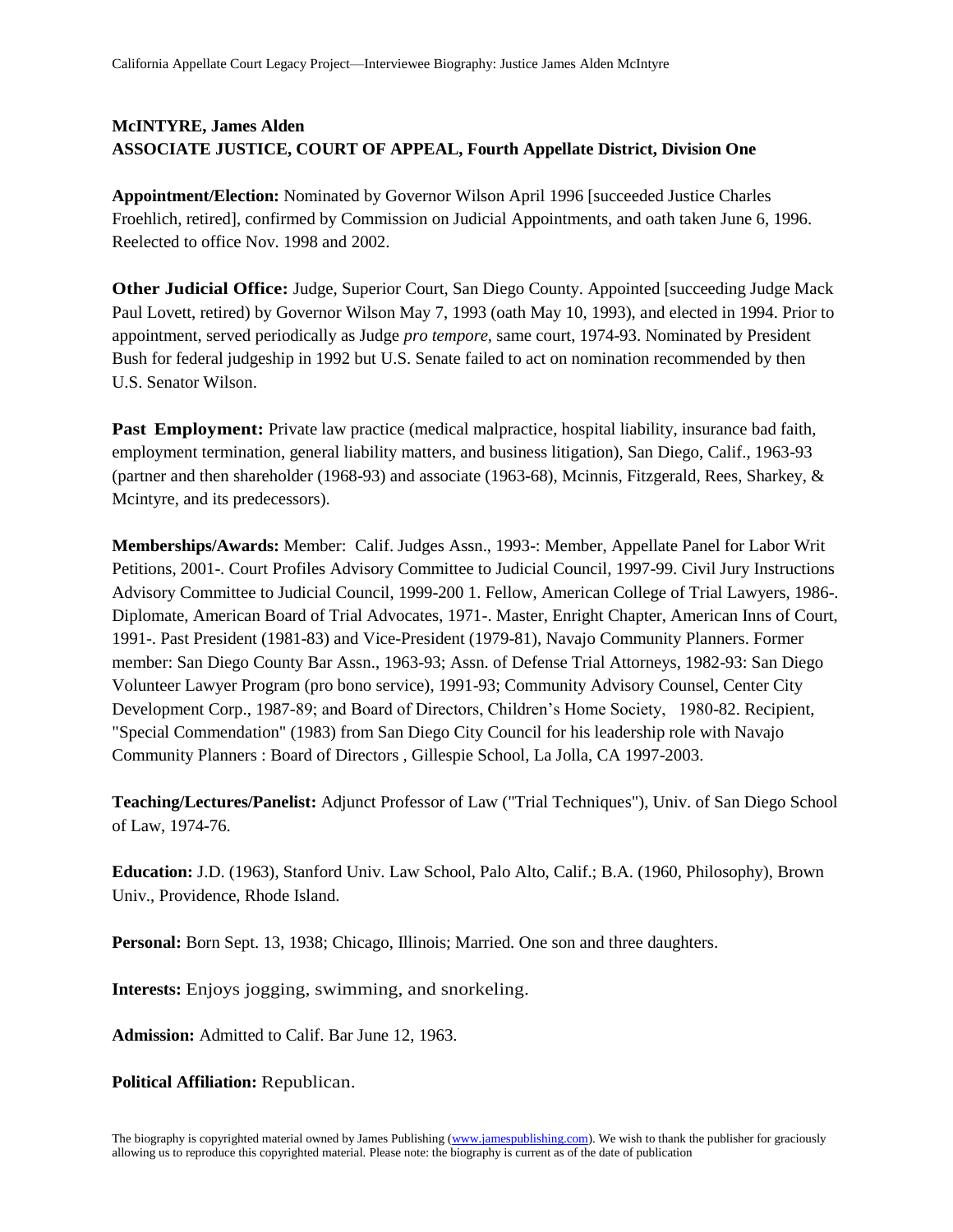**McINTYRE, James Alden**
**ASSOCIATE JUSTICE, COURT OF APPEAL, Fourth Appellate District, Division One**

**Appointment/Election:** Nominated by Governor Wilson April 1996 [succeeded Justice Charles Froehlich, retired], confirmed by Commission on Judicial Appointments, and oath taken June 6, 1996. Reelected to office Nov. 1998 and 2002.

**Other Judicial Office:** Judge, Superior Court, San Diego County. Appointed [succeeding Judge Mack Paul Lovett, retired) by Governor Wilson May 7, 1993 (oath May 10, 1993), and elected in 1994. Prior to appointment, served periodically as Judge *pro tempore*, same court, 1974-93. Nominated by President Bush for federal judgeship in 1992 but U.S. Senate failed to act on nomination recommended by then U.S. Senator Wilson.

**Past Employment:** Private law practice (medical malpractice, hospital liability, insurance bad faith, employment termination, general liability matters, and business litigation), San Diego, Calif., 1963-93 (partner and then shareholder (1968-93) and associate (1963-68), Mcinnis, Fitzgerald, Rees, Sharkey, & Mcintyre, and its predecessors).

**Memberships/Awards:** Member: Calif. Judges Assn., 1993-: Member, Appellate Panel for Labor Writ Petitions, 2001-. Court Profiles Advisory Committee to Judicial Council, 1997-99. Civil Jury Instructions Advisory Committee to Judicial Council, 1999-200 1. Fellow, American College of Trial Lawyers, 1986-. Diplomate, American Board of Trial Advocates, 1971-. Master, Enright Chapter, American Inns of Court, 1991-. Past President (1981-83) and Vice-President (1979-81), Navajo Community Planners. Former member: San Diego County Bar Assn., 1963-93; Assn. of Defense Trial Attorneys, 1982-93: San Diego Volunteer Lawyer Program (pro bono service), 1991-93; Community Advisory Counsel, Center City Development Corp., 1987-89; and Board of Directors, Children's Home Society, 1980-82. Recipient, "Special Commendation" (1983) from San Diego City Council for his leadership role with Navajo Community Planners : Board of Directors , Gillespie School, La Jolla, CA 1997-2003.

**Teaching/Lectures/Panelist:** Adjunct Professor of Law ("Trial Techniques"), Univ. of San Diego School of Law, 1974-76.

**Education:** J.D. (1963), Stanford Univ. Law School, Palo Alto, Calif.; B.A. (1960, Philosophy), Brown Univ., Providence, Rhode Island.

**Personal:** Born Sept. 13, 1938; Chicago, Illinois; Married. One son and three daughters.

**Interests:** Enjoys jogging, swimming, and snorkeling.

**Admission:** Admitted to Calif. Bar June 12, 1963.

**Political Affiliation:** Republican.

The biography is copyrighted material owned by James Publishing (www.jamespublishing.com). We wish to thank the publisher for graciously allowing us to reproduce this copyrighted material. Please note: the biography is current as of the date of publication